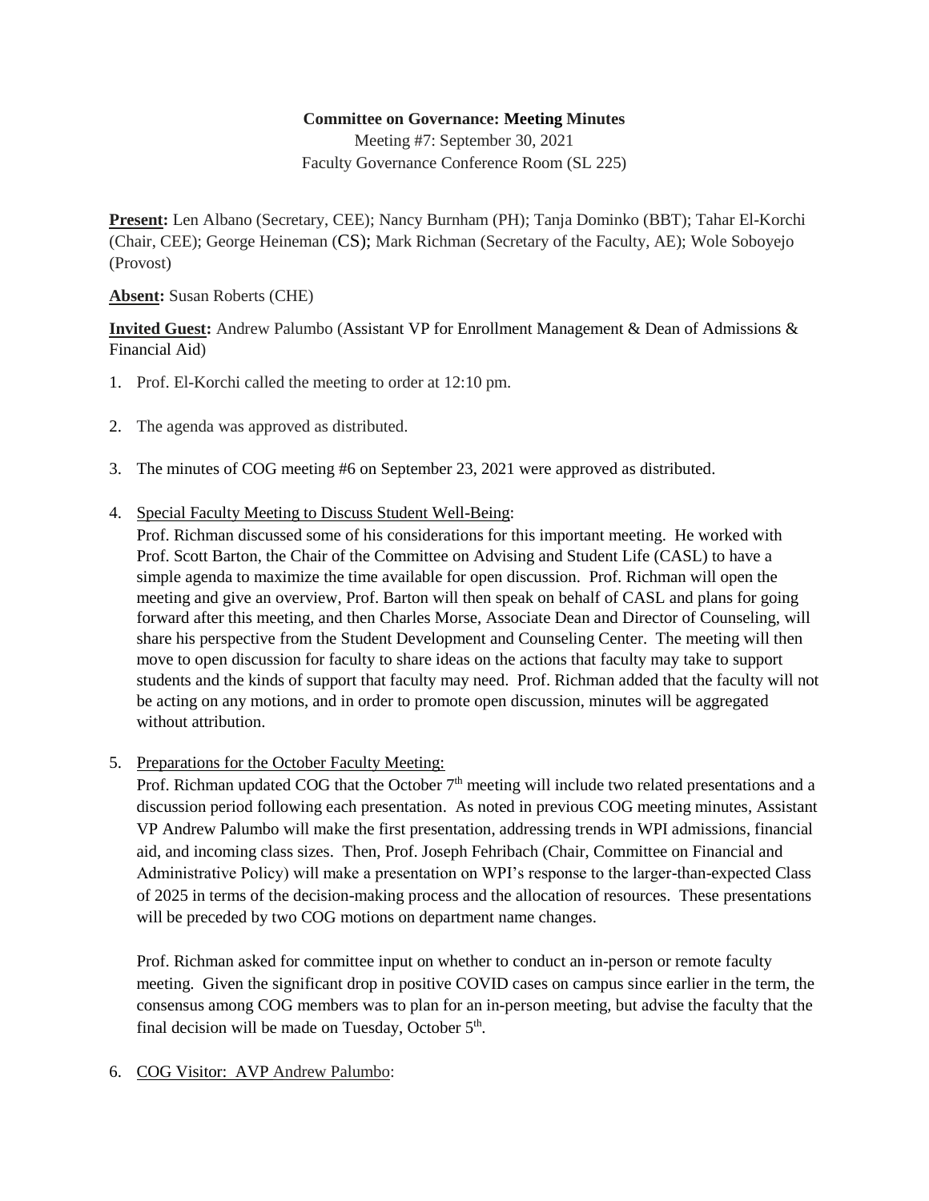**Committee on Governance: Meeting Minutes**

Meeting #7: September 30, 2021

Faculty Governance Conference Room (SL 225)

**Present:** Len Albano (Secretary, CEE); Nancy Burnham (PH); Tanja Dominko (BBT); Tahar El-Korchi (Chair, CEE); George Heineman (CS); Mark Richman (Secretary of the Faculty, AE); Wole Soboyejo (Provost)

**Absent:** Susan Roberts (CHE)

**Invited Guest:** Andrew Palumbo (Assistant VP for Enrollment Management & Dean of Admissions & Financial Aid)

1. Prof. El-Korchi called the meeting to order at 12:10 pm.

2. The agenda was approved as distributed.

3. The minutes of COG meeting #6 on September 23, 2021 were approved as distributed.

4. Special Faculty Meeting to Discuss Student Well-Being:

   Prof. Richman discussed some of his considerations for this important meeting. He worked with Prof. Scott Barton, the Chair of the Committee on Advising and Student Life (CASL) to have a simple agenda to maximize the time available for open discussion. Prof. Richman will open the meeting and give an overview, Prof. Barton will then speak on behalf of CASL and plans for going forward after this meeting, and then Charles Morse, Associate Dean and Director of Counseling, will share his perspective from the Student Development and Counseling Center. The meeting will then move to open discussion for faculty to share ideas on the actions that faculty may take to support students and the kinds of support that faculty may need. Prof. Richman added that the faculty will not be acting on any motions, and in order to promote open discussion, minutes will be aggregated without attribution.

5. Preparations for the October Faculty Meeting:

   Prof. Richman updated COG that the October 7th meeting will include two related presentations and a discussion period following each presentation. As noted in previous COG meeting minutes, Assistant VP Andrew Palumbo will make the first presentation, addressing trends in WPI admissions, financial aid, and incoming class sizes. Then, Prof. Joseph Fehribach (Chair, Committee on Financial and Administrative Policy) will make a presentation on WPI's response to the larger-than-expected Class of 2025 in terms of the decision-making process and the allocation of resources. These presentations will be preceded by two COG motions on department name changes.

   Prof. Richman asked for committee input on whether to conduct an in-person or remote faculty meeting. Given the significant drop in positive COVID cases on campus since earlier in the term, the consensus among COG members was to plan for an in-person meeting, but advise the faculty that the final decision will be made on Tuesday, October 5th.

6. COG Visitor: AVP Andrew Palumbo: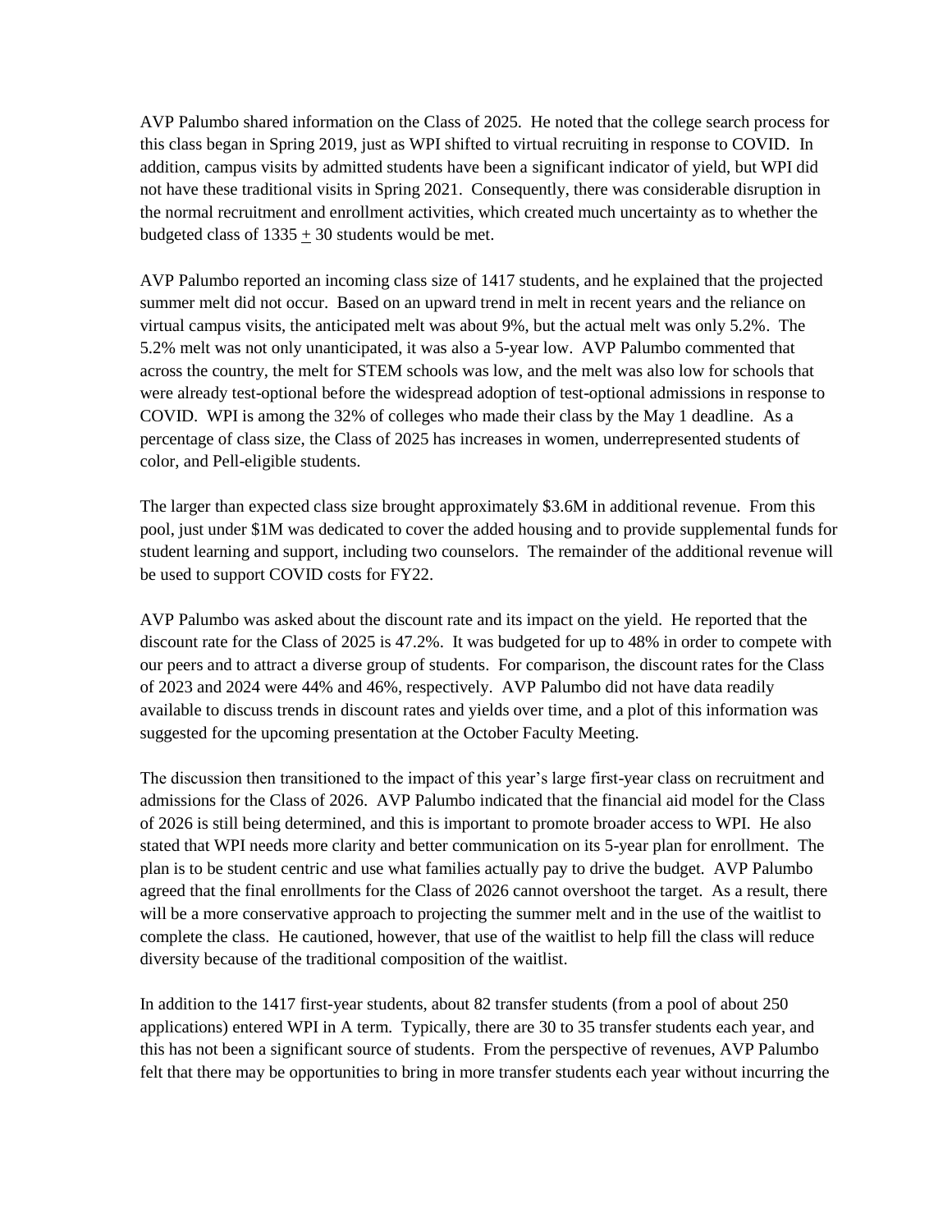AVP Palumbo shared information on the Class of 2025. He noted that the college search process for this class began in Spring 2019, just as WPI shifted to virtual recruiting in response to COVID. In addition, campus visits by admitted students have been a significant indicator of yield, but WPI did not have these traditional visits in Spring 2021. Consequently, there was considerable disruption in the normal recruitment and enrollment activities, which created much uncertainty as to whether the budgeted class of 1335 ± 30 students would be met.

AVP Palumbo reported an incoming class size of 1417 students, and he explained that the projected summer melt did not occur. Based on an upward trend in melt in recent years and the reliance on virtual campus visits, the anticipated melt was about 9%, but the actual melt was only 5.2%. The 5.2% melt was not only unanticipated, it was also a 5-year low. AVP Palumbo commented that across the country, the melt for STEM schools was low, and the melt was also low for schools that were already test-optional before the widespread adoption of test-optional admissions in response to COVID. WPI is among the 32% of colleges who made their class by the May 1 deadline. As a percentage of class size, the Class of 2025 has increases in women, underrepresented students of color, and Pell-eligible students.

The larger than expected class size brought approximately $3.6M in additional revenue. From this pool, just under $1M was dedicated to cover the added housing and to provide supplemental funds for student learning and support, including two counselors. The remainder of the additional revenue will be used to support COVID costs for FY22.

AVP Palumbo was asked about the discount rate and its impact on the yield. He reported that the discount rate for the Class of 2025 is 47.2%. It was budgeted for up to 48% in order to compete with our peers and to attract a diverse group of students. For comparison, the discount rates for the Class of 2023 and 2024 were 44% and 46%, respectively. AVP Palumbo did not have data readily available to discuss trends in discount rates and yields over time, and a plot of this information was suggested for the upcoming presentation at the October Faculty Meeting.

The discussion then transitioned to the impact of this year's large first-year class on recruitment and admissions for the Class of 2026. AVP Palumbo indicated that the financial aid model for the Class of 2026 is still being determined, and this is important to promote broader access to WPI. He also stated that WPI needs more clarity and better communication on its 5-year plan for enrollment. The plan is to be student centric and use what families actually pay to drive the budget. AVP Palumbo agreed that the final enrollments for the Class of 2026 cannot overshoot the target. As a result, there will be a more conservative approach to projecting the summer melt and in the use of the waitlist to complete the class. He cautioned, however, that use of the waitlist to help fill the class will reduce diversity because of the traditional composition of the waitlist.

In addition to the 1417 first-year students, about 82 transfer students (from a pool of about 250 applications) entered WPI in A term. Typically, there are 30 to 35 transfer students each year, and this has not been a significant source of students. From the perspective of revenues, AVP Palumbo felt that there may be opportunities to bring in more transfer students each year without incurring the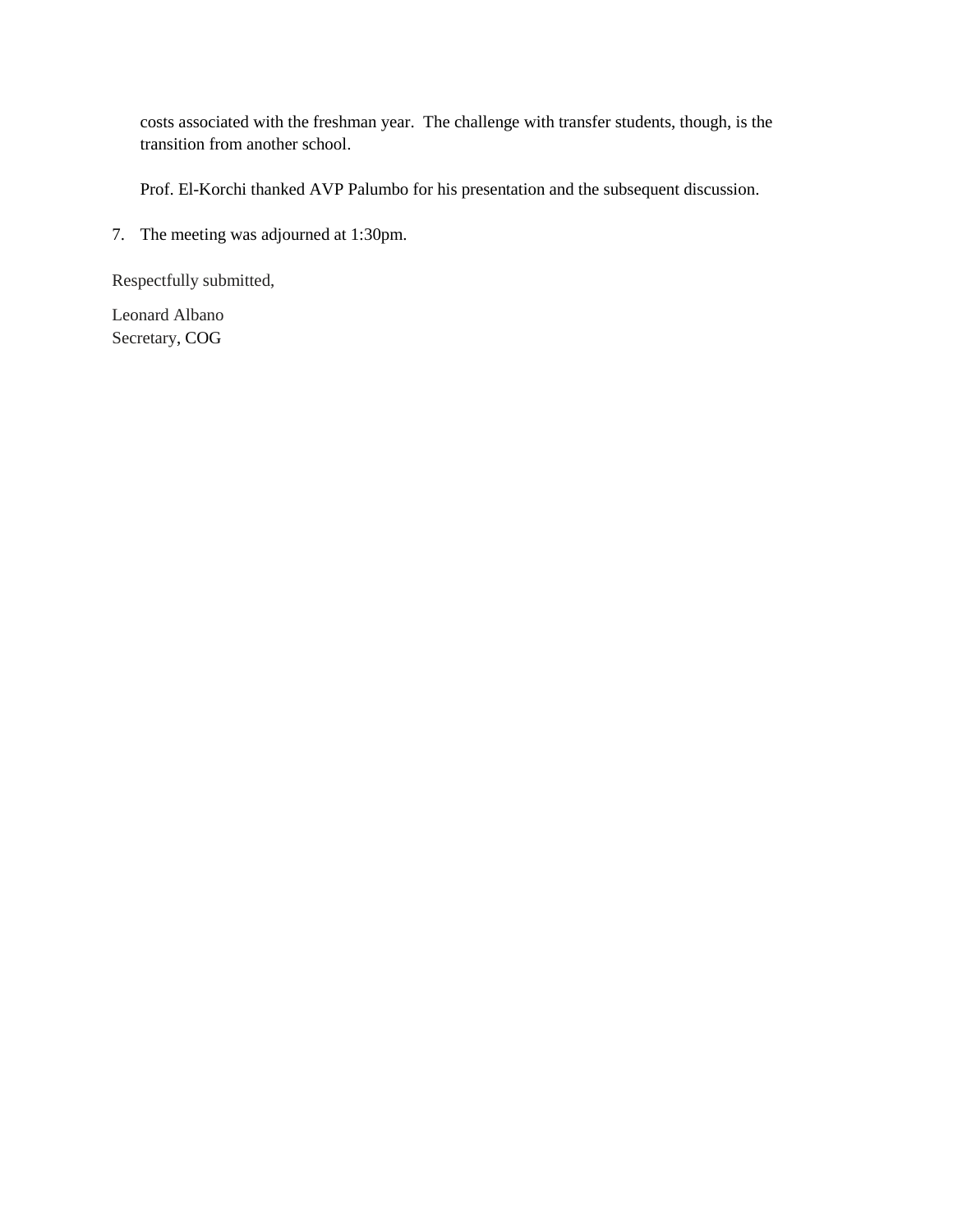costs associated with the freshman year. The challenge with transfer students, though, is the transition from another school.

Prof. El-Korchi thanked AVP Palumbo for his presentation and the subsequent discussion.

7. The meeting was adjourned at 1:30pm.

Respectfully submitted,

Leonard Albano
Secretary, COG